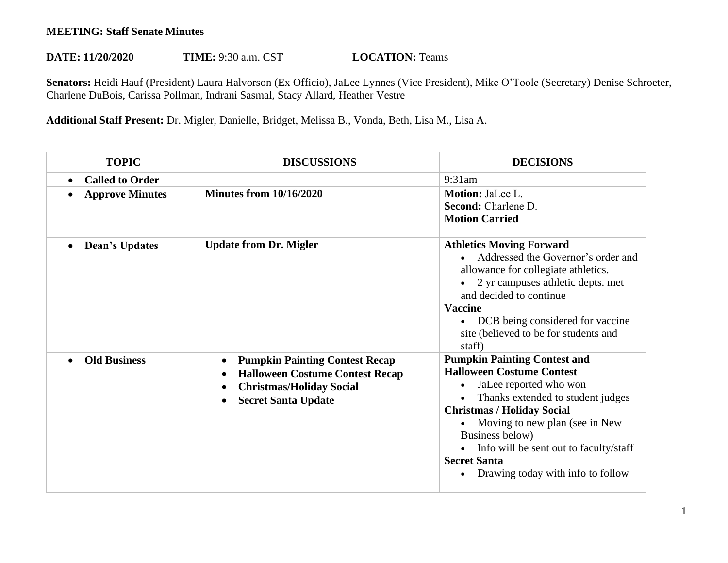**MEETING: Staff Senate Minutes**

**DATE: 11/20/2020** **TIME:** 9:30 a.m. CST **LOCATION:** Teams

**Senators:** Heidi Hauf (President) Laura Halvorson (Ex Officio), JaLee Lynnes (Vice President), Mike O'Toole (Secretary) Denise Schroeter, Charlene DuBois, Carissa Pollman, Indrani Sasmal, Stacy Allard, Heather Vestre

**Additional Staff Present:** Dr. Migler, Danielle, Bridget, Melissa B., Vonda, Beth, Lisa M., Lisa A.

| TOPIC | DISCUSSIONS | DECISIONS |
|---|---|---|
| • **Called to Order** | | 9:31am |
| • **Approve Minutes** | **Minutes from 10/16/2020** | **Motion:** JaLee L.<br>**Second:** Charlene D.<br>**Motion Carried** |
| • **Dean's Updates** | **Update from Dr. Migler** | **Athletics Moving Forward**<br>• Addressed the Governor's order and allowance for collegiate athletics.<br>• 2 yr campuses athletic depts. met and decided to continue<br>**Vaccine**<br>• DCB being considered for vaccine site (believed to be for students and staff) |
| • **Old Business** | • **Pumpkin Painting Contest Recap**<br>• **Halloween Costume Contest Recap**<br>• **Christmas/Holiday Social**<br>• **Secret Santa Update** | **Pumpkin Painting Contest and Halloween Costume Contest**<br>• JaLee reported who won<br>• Thanks extended to student judges<br>**Christmas / Holiday Social**<br>• Moving to new plan (see in New Business below)<br>• Info will be sent out to faculty/staff<br>**Secret Santa**<br>• Drawing today with info to follow |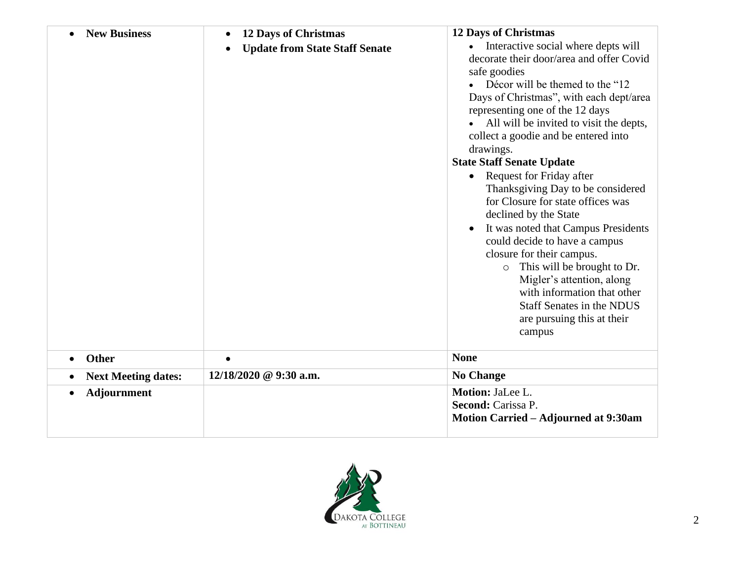| | | |
|---|---|---|
| • **New Business** | • **12 Days of Christmas**<br>• **Update from State Staff Senate** | **12 Days of Christmas**<br>• Interactive social where depts will decorate their door/area and offer Covid safe goodies<br>• Décor will be themed to the "12 Days of Christmas", with each dept/area representing one of the 12 days<br>• All will be invited to visit the depts, collect a goodie and be entered into drawings.<br>**State Staff Senate Update**<br>• Request for Friday after Thanksgiving Day to be considered for Closure for state offices was declined by the State<br>• It was noted that Campus Presidents could decide to have a campus closure for their campus.<br>&nbsp;&nbsp;&nbsp;&nbsp;o This will be brought to Dr. Migler's attention, along with information that other Staff Senates in the NDUS are pursuing this at their campus |
| • **Other** | • | **None** |
| • **Next Meeting dates:** | **12/18/2020 @ 9:30 a.m.** | **No Change** |
| • **Adjournment** | | **Motion:** JaLee L.<br>**Second:** Carissa P.<br>**Motion Carried – Adjourned at 9:30am** |

DAKOTA COLLEGE AT BOTTINEAU